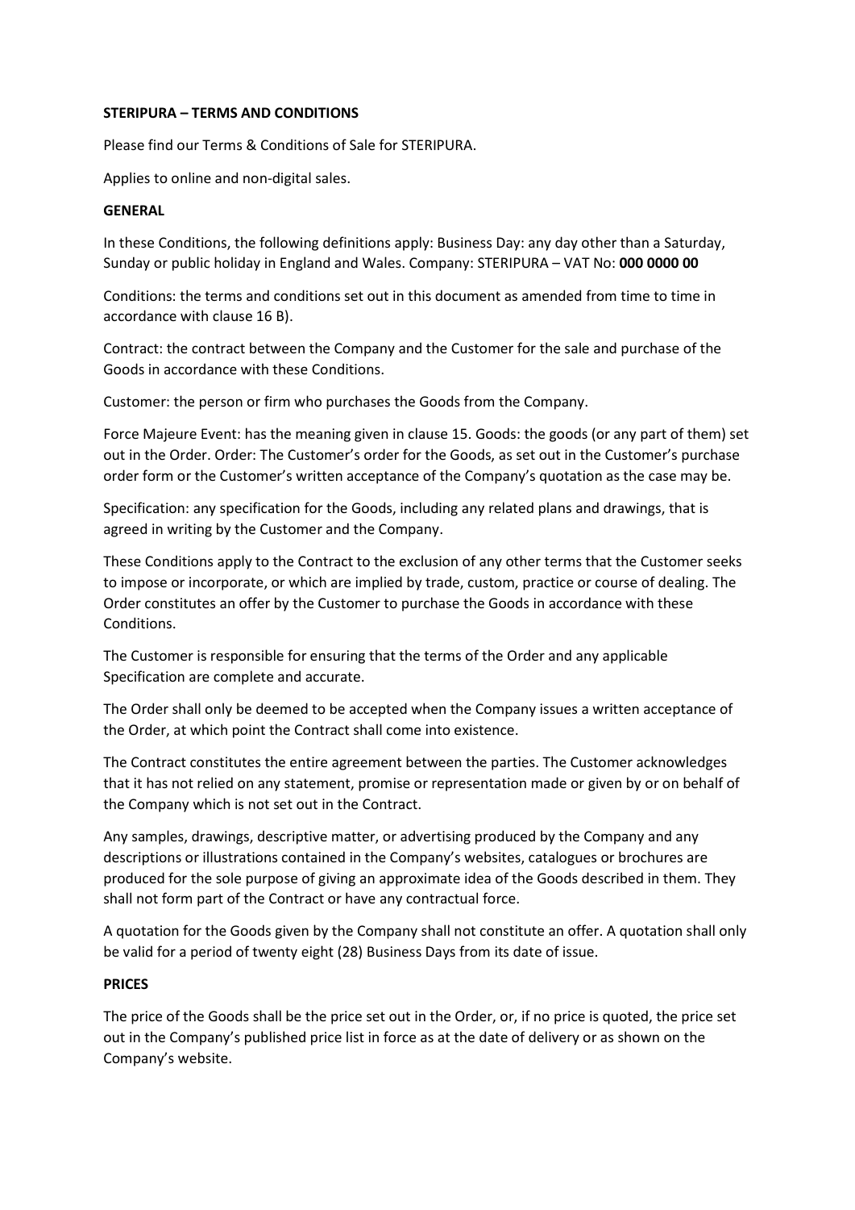**STERIPURA – TERMS AND CONDITIONS**

Please find our Terms & Conditions of Sale for STERIPURA.

Applies to online and non-digital sales.

**GENERAL**

In these Conditions, the following definitions apply: Business Day: any day other than a Saturday, Sunday or public holiday in England and Wales. Company: STERIPURA – VAT No: **000 0000 00**

Conditions: the terms and conditions set out in this document as amended from time to time in accordance with clause 16 B).

Contract: the contract between the Company and the Customer for the sale and purchase of the Goods in accordance with these Conditions.

Customer: the person or firm who purchases the Goods from the Company.

Force Majeure Event: has the meaning given in clause 15. Goods: the goods (or any part of them) set out in the Order. Order: The Customer's order for the Goods, as set out in the Customer's purchase order form or the Customer's written acceptance of the Company's quotation as the case may be.

Specification: any specification for the Goods, including any related plans and drawings, that is agreed in writing by the Customer and the Company.

These Conditions apply to the Contract to the exclusion of any other terms that the Customer seeks to impose or incorporate, or which are implied by trade, custom, practice or course of dealing. The Order constitutes an offer by the Customer to purchase the Goods in accordance with these Conditions.

The Customer is responsible for ensuring that the terms of the Order and any applicable Specification are complete and accurate.

The Order shall only be deemed to be accepted when the Company issues a written acceptance of the Order, at which point the Contract shall come into existence.

The Contract constitutes the entire agreement between the parties. The Customer acknowledges that it has not relied on any statement, promise or representation made or given by or on behalf of the Company which is not set out in the Contract.

Any samples, drawings, descriptive matter, or advertising produced by the Company and any descriptions or illustrations contained in the Company's websites, catalogues or brochures are produced for the sole purpose of giving an approximate idea of the Goods described in them. They shall not form part of the Contract or have any contractual force.

A quotation for the Goods given by the Company shall not constitute an offer. A quotation shall only be valid for a period of twenty eight (28) Business Days from its date of issue.

**PRICES**

The price of the Goods shall be the price set out in the Order, or, if no price is quoted, the price set out in the Company's published price list in force as at the date of delivery or as shown on the Company's website.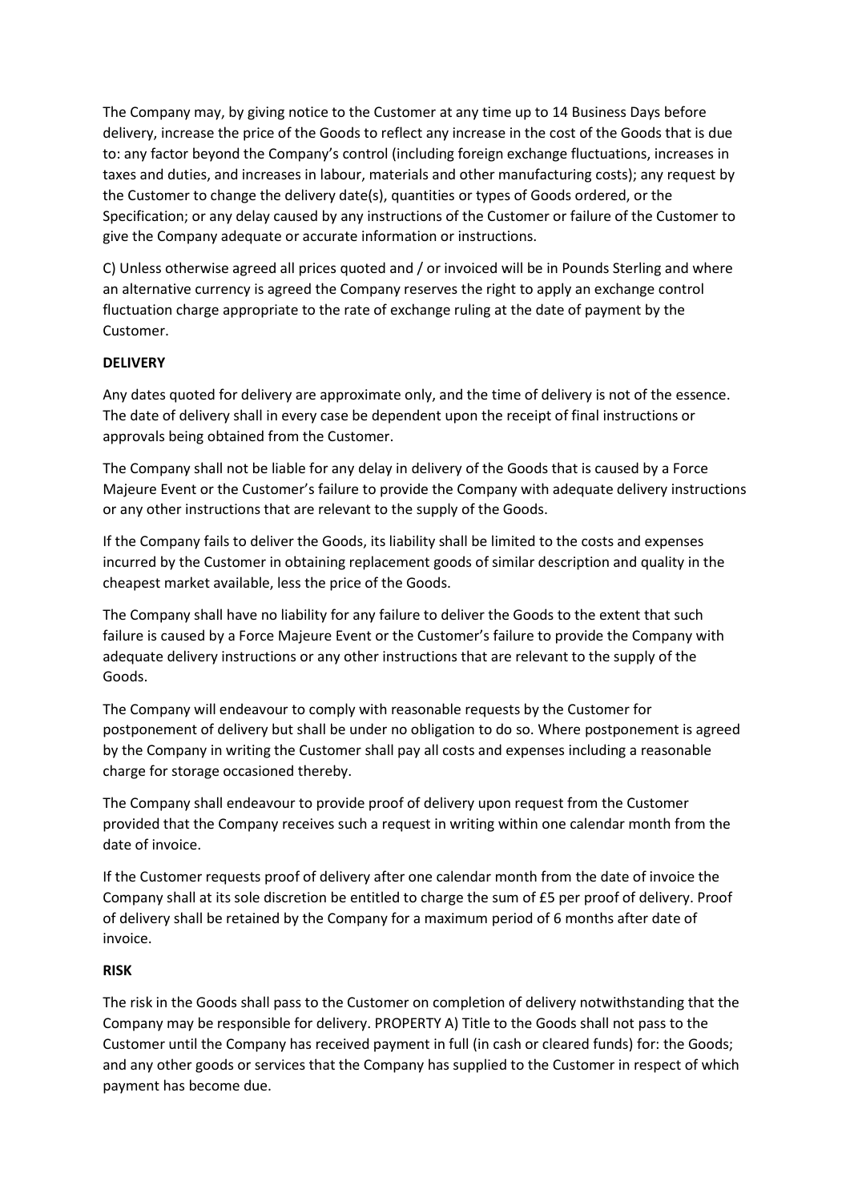The Company may, by giving notice to the Customer at any time up to 14 Business Days before delivery, increase the price of the Goods to reflect any increase in the cost of the Goods that is due to: any factor beyond the Company's control (including foreign exchange fluctuations, increases in taxes and duties, and increases in labour, materials and other manufacturing costs); any request by the Customer to change the delivery date(s), quantities or types of Goods ordered, or the Specification; or any delay caused by any instructions of the Customer or failure of the Customer to give the Company adequate or accurate information or instructions.

C) Unless otherwise agreed all prices quoted and / or invoiced will be in Pounds Sterling and where an alternative currency is agreed the Company reserves the right to apply an exchange control fluctuation charge appropriate to the rate of exchange ruling at the date of payment by the Customer.

**DELIVERY**

Any dates quoted for delivery are approximate only, and the time of delivery is not of the essence. The date of delivery shall in every case be dependent upon the receipt of final instructions or approvals being obtained from the Customer.

The Company shall not be liable for any delay in delivery of the Goods that is caused by a Force Majeure Event or the Customer's failure to provide the Company with adequate delivery instructions or any other instructions that are relevant to the supply of the Goods.

If the Company fails to deliver the Goods, its liability shall be limited to the costs and expenses incurred by the Customer in obtaining replacement goods of similar description and quality in the cheapest market available, less the price of the Goods.

The Company shall have no liability for any failure to deliver the Goods to the extent that such failure is caused by a Force Majeure Event or the Customer's failure to provide the Company with adequate delivery instructions or any other instructions that are relevant to the supply of the Goods.

The Company will endeavour to comply with reasonable requests by the Customer for postponement of delivery but shall be under no obligation to do so. Where postponement is agreed by the Company in writing the Customer shall pay all costs and expenses including a reasonable charge for storage occasioned thereby.

The Company shall endeavour to provide proof of delivery upon request from the Customer provided that the Company receives such a request in writing within one calendar month from the date of invoice.

If the Customer requests proof of delivery after one calendar month from the date of invoice the Company shall at its sole discretion be entitled to charge the sum of £5 per proof of delivery. Proof of delivery shall be retained by the Company for a maximum period of 6 months after date of invoice.

**RISK**

The risk in the Goods shall pass to the Customer on completion of delivery notwithstanding that the Company may be responsible for delivery. PROPERTY A) Title to the Goods shall not pass to the Customer until the Company has received payment in full (in cash or cleared funds) for: the Goods; and any other goods or services that the Company has supplied to the Customer in respect of which payment has become due.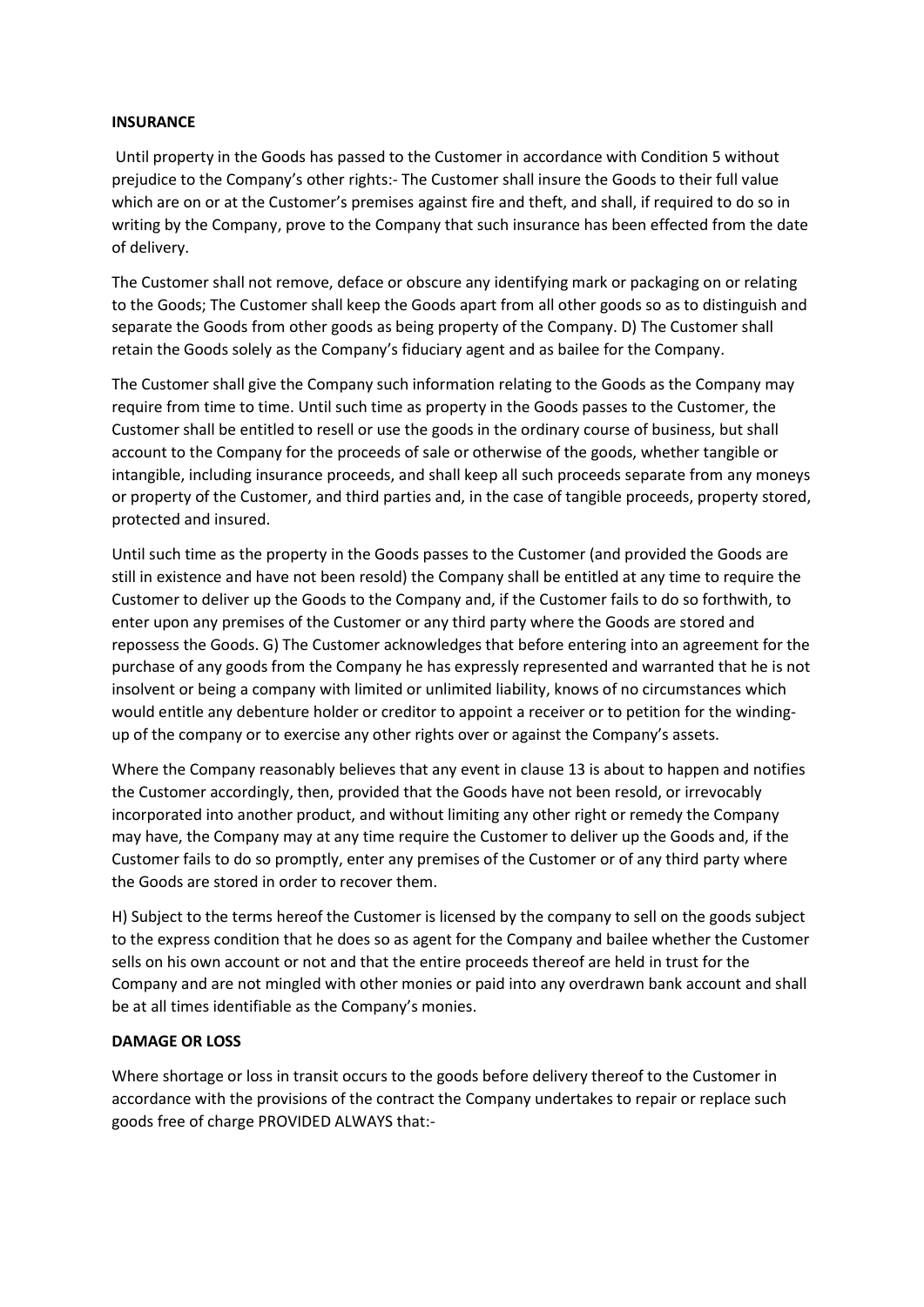**INSURANCE**

Until property in the Goods has passed to the Customer in accordance with Condition 5 without prejudice to the Company's other rights:- The Customer shall insure the Goods to their full value which are on or at the Customer's premises against fire and theft, and shall, if required to do so in writing by the Company, prove to the Company that such insurance has been effected from the date of delivery.

The Customer shall not remove, deface or obscure any identifying mark or packaging on or relating to the Goods; The Customer shall keep the Goods apart from all other goods so as to distinguish and separate the Goods from other goods as being property of the Company. D) The Customer shall retain the Goods solely as the Company's fiduciary agent and as bailee for the Company.

The Customer shall give the Company such information relating to the Goods as the Company may require from time to time. Until such time as property in the Goods passes to the Customer, the Customer shall be entitled to resell or use the goods in the ordinary course of business, but shall account to the Company for the proceeds of sale or otherwise of the goods, whether tangible or intangible, including insurance proceeds, and shall keep all such proceeds separate from any moneys or property of the Customer, and third parties and, in the case of tangible proceeds, property stored, protected and insured.

Until such time as the property in the Goods passes to the Customer (and provided the Goods are still in existence and have not been resold) the Company shall be entitled at any time to require the Customer to deliver up the Goods to the Company and, if the Customer fails to do so forthwith, to enter upon any premises of the Customer or any third party where the Goods are stored and repossess the Goods. G) The Customer acknowledges that before entering into an agreement for the purchase of any goods from the Company he has expressly represented and warranted that he is not insolvent or being a company with limited or unlimited liability, knows of no circumstances which would entitle any debenture holder or creditor to appoint a receiver or to petition for the winding-up of the company or to exercise any other rights over or against the Company's assets.

Where the Company reasonably believes that any event in clause 13 is about to happen and notifies the Customer accordingly, then, provided that the Goods have not been resold, or irrevocably incorporated into another product, and without limiting any other right or remedy the Company may have, the Company may at any time require the Customer to deliver up the Goods and, if the Customer fails to do so promptly, enter any premises of the Customer or of any third party where the Goods are stored in order to recover them.

H) Subject to the terms hereof the Customer is licensed by the company to sell on the goods subject to the express condition that he does so as agent for the Company and bailee whether the Customer sells on his own account or not and that the entire proceeds thereof are held in trust for the Company and are not mingled with other monies or paid into any overdrawn bank account and shall be at all times identifiable as the Company's monies.

**DAMAGE OR LOSS**

Where shortage or loss in transit occurs to the goods before delivery thereof to the Customer in accordance with the provisions of the contract the Company undertakes to repair or replace such goods free of charge PROVIDED ALWAYS that:-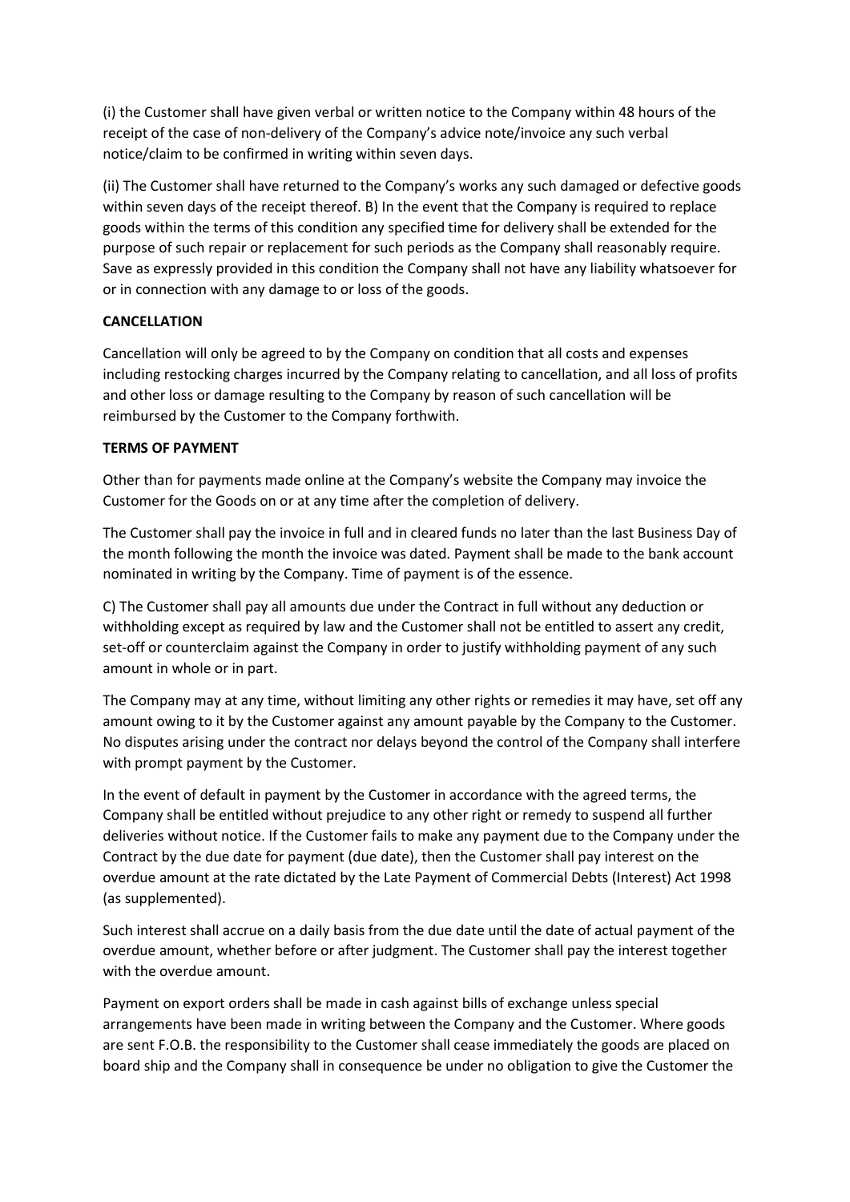(i) the Customer shall have given verbal or written notice to the Company within 48 hours of the receipt of the case of non-delivery of the Company's advice note/invoice any such verbal notice/claim to be confirmed in writing within seven days.

(ii) The Customer shall have returned to the Company's works any such damaged or defective goods within seven days of the receipt thereof. B) In the event that the Company is required to replace goods within the terms of this condition any specified time for delivery shall be extended for the purpose of such repair or replacement for such periods as the Company shall reasonably require. Save as expressly provided in this condition the Company shall not have any liability whatsoever for or in connection with any damage to or loss of the goods.

**CANCELLATION**

Cancellation will only be agreed to by the Company on condition that all costs and expenses including restocking charges incurred by the Company relating to cancellation, and all loss of profits and other loss or damage resulting to the Company by reason of such cancellation will be reimbursed by the Customer to the Company forthwith.

**TERMS OF PAYMENT**

Other than for payments made online at the Company's website the Company may invoice the Customer for the Goods on or at any time after the completion of delivery.

The Customer shall pay the invoice in full and in cleared funds no later than the last Business Day of the month following the month the invoice was dated. Payment shall be made to the bank account nominated in writing by the Company. Time of payment is of the essence.

C) The Customer shall pay all amounts due under the Contract in full without any deduction or withholding except as required by law and the Customer shall not be entitled to assert any credit, set-off or counterclaim against the Company in order to justify withholding payment of any such amount in whole or in part.

The Company may at any time, without limiting any other rights or remedies it may have, set off any amount owing to it by the Customer against any amount payable by the Company to the Customer. No disputes arising under the contract nor delays beyond the control of the Company shall interfere with prompt payment by the Customer.

In the event of default in payment by the Customer in accordance with the agreed terms, the Company shall be entitled without prejudice to any other right or remedy to suspend all further deliveries without notice. If the Customer fails to make any payment due to the Company under the Contract by the due date for payment (due date), then the Customer shall pay interest on the overdue amount at the rate dictated by the Late Payment of Commercial Debts (Interest) Act 1998 (as supplemented).

Such interest shall accrue on a daily basis from the due date until the date of actual payment of the overdue amount, whether before or after judgment. The Customer shall pay the interest together with the overdue amount.

Payment on export orders shall be made in cash against bills of exchange unless special arrangements have been made in writing between the Company and the Customer. Where goods are sent F.O.B. the responsibility to the Customer shall cease immediately the goods are placed on board ship and the Company shall in consequence be under no obligation to give the Customer the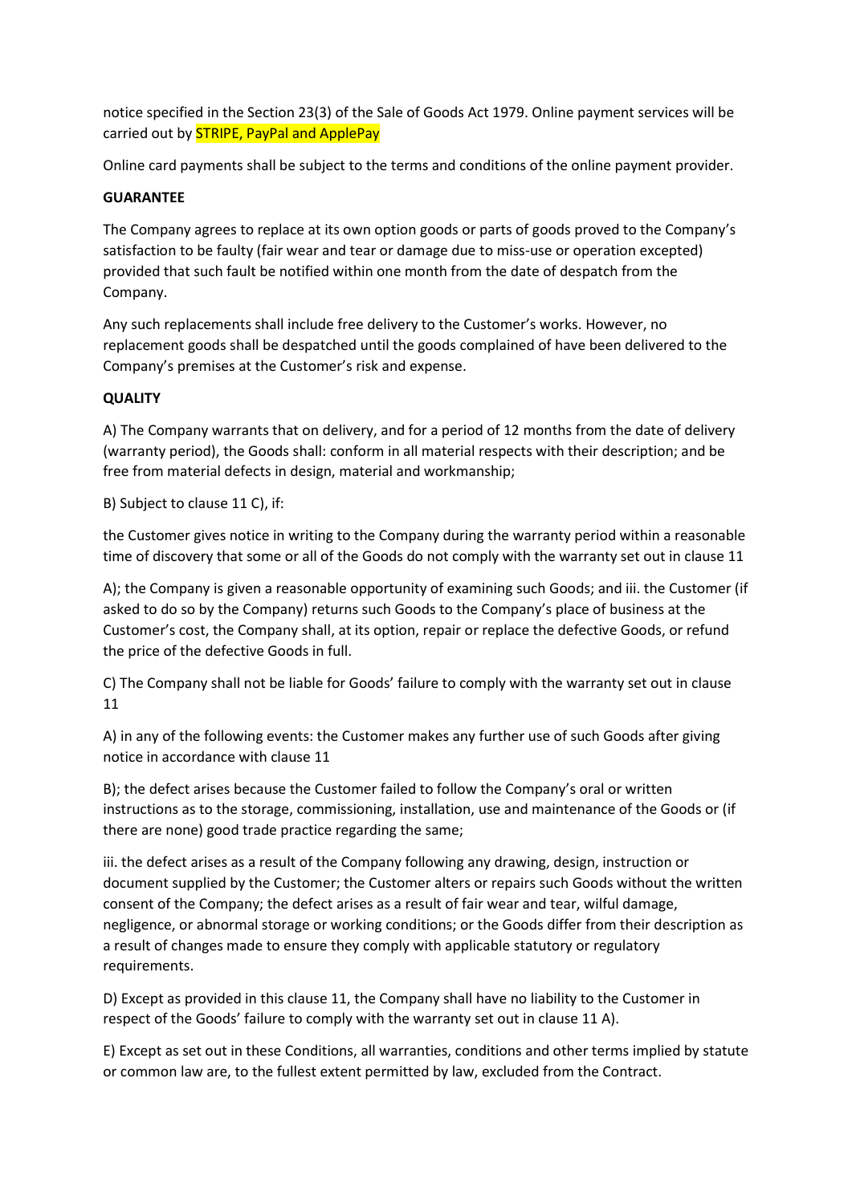notice specified in the Section 23(3) of the Sale of Goods Act 1979. Online payment services will be carried out by STRIPE, PayPal and ApplePay

Online card payments shall be subject to the terms and conditions of the online payment provider.

**GUARANTEE**

The Company agrees to replace at its own option goods or parts of goods proved to the Company's satisfaction to be faulty (fair wear and tear or damage due to miss-use or operation excepted) provided that such fault be notified within one month from the date of despatch from the Company.

Any such replacements shall include free delivery to the Customer's works. However, no replacement goods shall be despatched until the goods complained of have been delivered to the Company's premises at the Customer's risk and expense.

**QUALITY**

A) The Company warrants that on delivery, and for a period of 12 months from the date of delivery (warranty period), the Goods shall: conform in all material respects with their description; and be free from material defects in design, material and workmanship;

B) Subject to clause 11 C), if:

the Customer gives notice in writing to the Company during the warranty period within a reasonable time of discovery that some or all of the Goods do not comply with the warranty set out in clause 11

A); the Company is given a reasonable opportunity of examining such Goods; and iii. the Customer (if asked to do so by the Company) returns such Goods to the Company's place of business at the Customer's cost, the Company shall, at its option, repair or replace the defective Goods, or refund the price of the defective Goods in full.

C) The Company shall not be liable for Goods' failure to comply with the warranty set out in clause 11

A) in any of the following events: the Customer makes any further use of such Goods after giving notice in accordance with clause 11

B); the defect arises because the Customer failed to follow the Company's oral or written instructions as to the storage, commissioning, installation, use and maintenance of the Goods or (if there are none) good trade practice regarding the same;

iii. the defect arises as a result of the Company following any drawing, design, instruction or document supplied by the Customer; the Customer alters or repairs such Goods without the written consent of the Company; the defect arises as a result of fair wear and tear, wilful damage, negligence, or abnormal storage or working conditions; or the Goods differ from their description as a result of changes made to ensure they comply with applicable statutory or regulatory requirements.

D) Except as provided in this clause 11, the Company shall have no liability to the Customer in respect of the Goods' failure to comply with the warranty set out in clause 11 A).

E) Except as set out in these Conditions, all warranties, conditions and other terms implied by statute or common law are, to the fullest extent permitted by law, excluded from the Contract.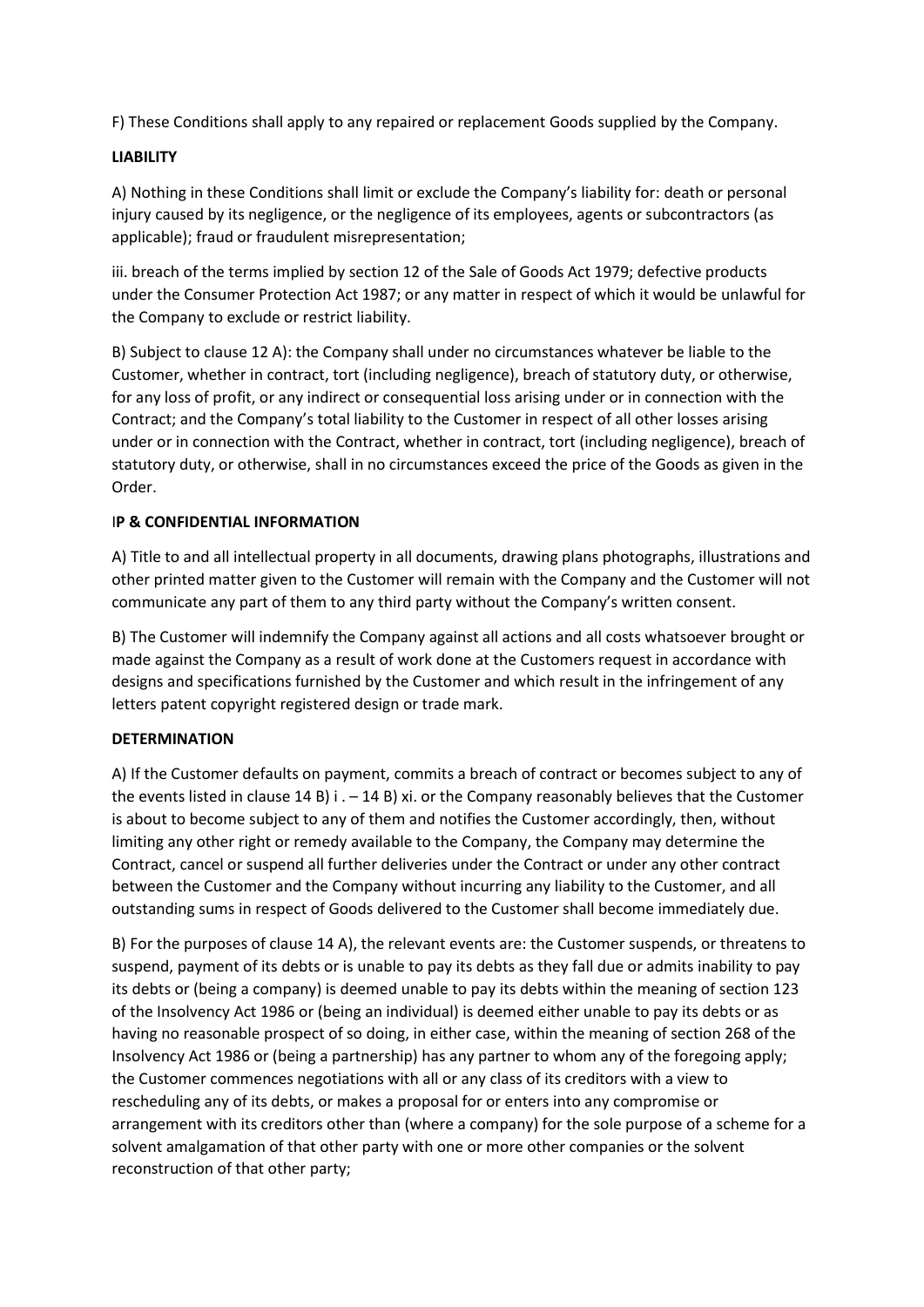F) These Conditions shall apply to any repaired or replacement Goods supplied by the Company.

**LIABILITY**

A) Nothing in these Conditions shall limit or exclude the Company's liability for: death or personal injury caused by its negligence, or the negligence of its employees, agents or subcontractors (as applicable); fraud or fraudulent misrepresentation;

iii. breach of the terms implied by section 12 of the Sale of Goods Act 1979; defective products under the Consumer Protection Act 1987; or any matter in respect of which it would be unlawful for the Company to exclude or restrict liability.

B) Subject to clause 12 A): the Company shall under no circumstances whatever be liable to the Customer, whether in contract, tort (including negligence), breach of statutory duty, or otherwise, for any loss of profit, or any indirect or consequential loss arising under or in connection with the Contract; and the Company's total liability to the Customer in respect of all other losses arising under or in connection with the Contract, whether in contract, tort (including negligence), breach of statutory duty, or otherwise, shall in no circumstances exceed the price of the Goods as given in the Order.

**IP & CONFIDENTIAL INFORMATION**

A) Title to and all intellectual property in all documents, drawing plans photographs, illustrations and other printed matter given to the Customer will remain with the Company and the Customer will not communicate any part of them to any third party without the Company's written consent.

B) The Customer will indemnify the Company against all actions and all costs whatsoever brought or made against the Company as a result of work done at the Customers request in accordance with designs and specifications furnished by the Customer and which result in the infringement of any letters patent copyright registered design or trade mark.

**DETERMINATION**

A) If the Customer defaults on payment, commits a breach of contract or becomes subject to any of the events listed in clause 14 B) i . – 14 B) xi. or the Company reasonably believes that the Customer is about to become subject to any of them and notifies the Customer accordingly, then, without limiting any other right or remedy available to the Company, the Company may determine the Contract, cancel or suspend all further deliveries under the Contract or under any other contract between the Customer and the Company without incurring any liability to the Customer, and all outstanding sums in respect of Goods delivered to the Customer shall become immediately due.

B) For the purposes of clause 14 A), the relevant events are: the Customer suspends, or threatens to suspend, payment of its debts or is unable to pay its debts as they fall due or admits inability to pay its debts or (being a company) is deemed unable to pay its debts within the meaning of section 123 of the Insolvency Act 1986 or (being an individual) is deemed either unable to pay its debts or as having no reasonable prospect of so doing, in either case, within the meaning of section 268 of the Insolvency Act 1986 or (being a partnership) has any partner to whom any of the foregoing apply; the Customer commences negotiations with all or any class of its creditors with a view to rescheduling any of its debts, or makes a proposal for or enters into any compromise or arrangement with its creditors other than (where a company) for the sole purpose of a scheme for a solvent amalgamation of that other party with one or more other companies or the solvent reconstruction of that other party;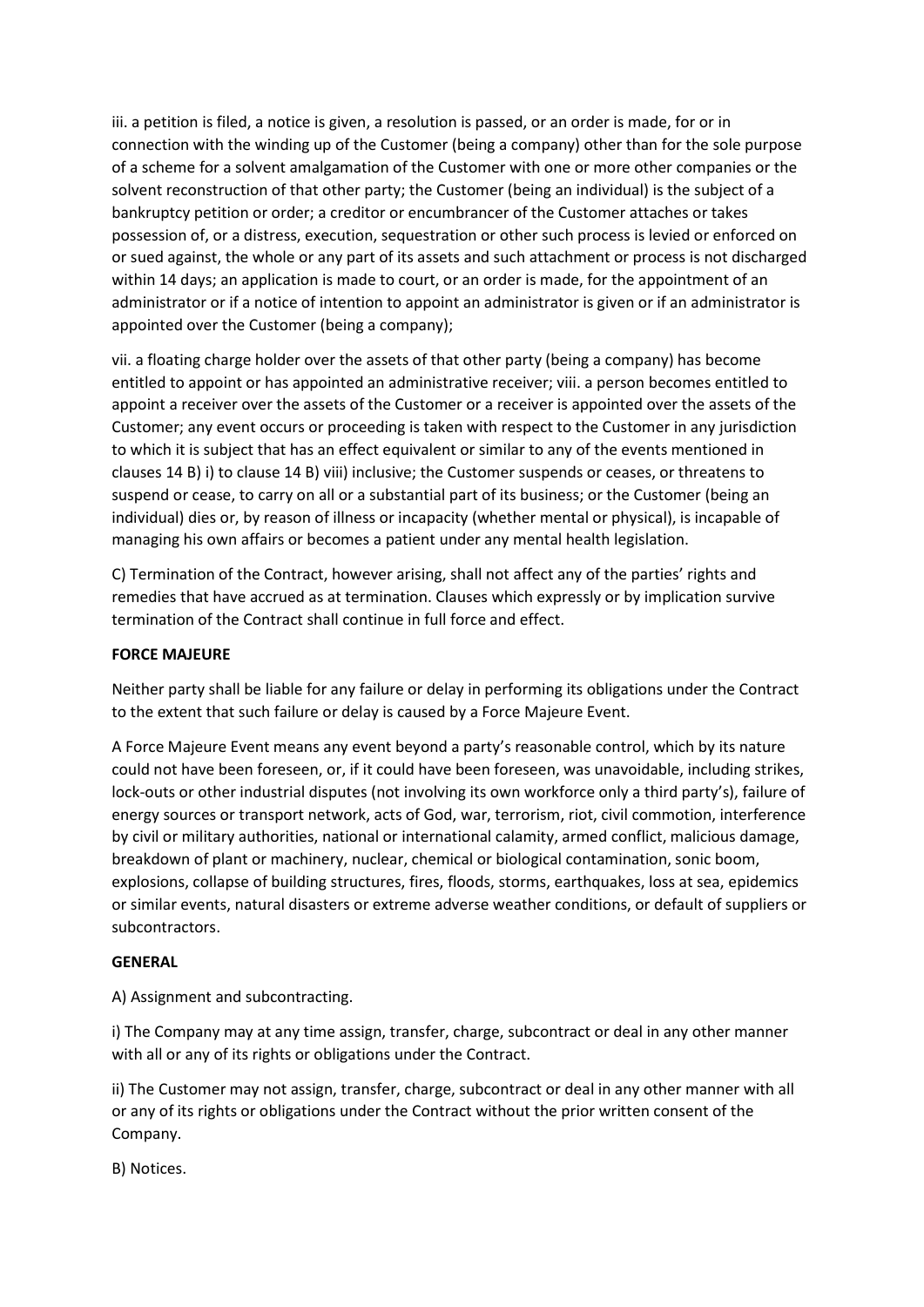iii. a petition is filed, a notice is given, a resolution is passed, or an order is made, for or in connection with the winding up of the Customer (being a company) other than for the sole purpose of a scheme for a solvent amalgamation of the Customer with one or more other companies or the solvent reconstruction of that other party; the Customer (being an individual) is the subject of a bankruptcy petition or order; a creditor or encumbrancer of the Customer attaches or takes possession of, or a distress, execution, sequestration or other such process is levied or enforced on or sued against, the whole or any part of its assets and such attachment or process is not discharged within 14 days; an application is made to court, or an order is made, for the appointment of an administrator or if a notice of intention to appoint an administrator is given or if an administrator is appointed over the Customer (being a company);

vii. a floating charge holder over the assets of that other party (being a company) has become entitled to appoint or has appointed an administrative receiver; viii. a person becomes entitled to appoint a receiver over the assets of the Customer or a receiver is appointed over the assets of the Customer; any event occurs or proceeding is taken with respect to the Customer in any jurisdiction to which it is subject that has an effect equivalent or similar to any of the events mentioned in clauses 14 B) i) to clause 14 B) viii) inclusive; the Customer suspends or ceases, or threatens to suspend or cease, to carry on all or a substantial part of its business; or the Customer (being an individual) dies or, by reason of illness or incapacity (whether mental or physical), is incapable of managing his own affairs or becomes a patient under any mental health legislation.

C) Termination of the Contract, however arising, shall not affect any of the parties' rights and remedies that have accrued as at termination. Clauses which expressly or by implication survive termination of the Contract shall continue in full force and effect.

**FORCE MAJEURE**

Neither party shall be liable for any failure or delay in performing its obligations under the Contract to the extent that such failure or delay is caused by a Force Majeure Event.

A Force Majeure Event means any event beyond a party's reasonable control, which by its nature could not have been foreseen, or, if it could have been foreseen, was unavoidable, including strikes, lock-outs or other industrial disputes (not involving its own workforce only a third party's), failure of energy sources or transport network, acts of God, war, terrorism, riot, civil commotion, interference by civil or military authorities, national or international calamity, armed conflict, malicious damage, breakdown of plant or machinery, nuclear, chemical or biological contamination, sonic boom, explosions, collapse of building structures, fires, floods, storms, earthquakes, loss at sea, epidemics or similar events, natural disasters or extreme adverse weather conditions, or default of suppliers or subcontractors.

**GENERAL**

A) Assignment and subcontracting.

i) The Company may at any time assign, transfer, charge, subcontract or deal in any other manner with all or any of its rights or obligations under the Contract.

ii) The Customer may not assign, transfer, charge, subcontract or deal in any other manner with all or any of its rights or obligations under the Contract without the prior written consent of the Company.

B) Notices.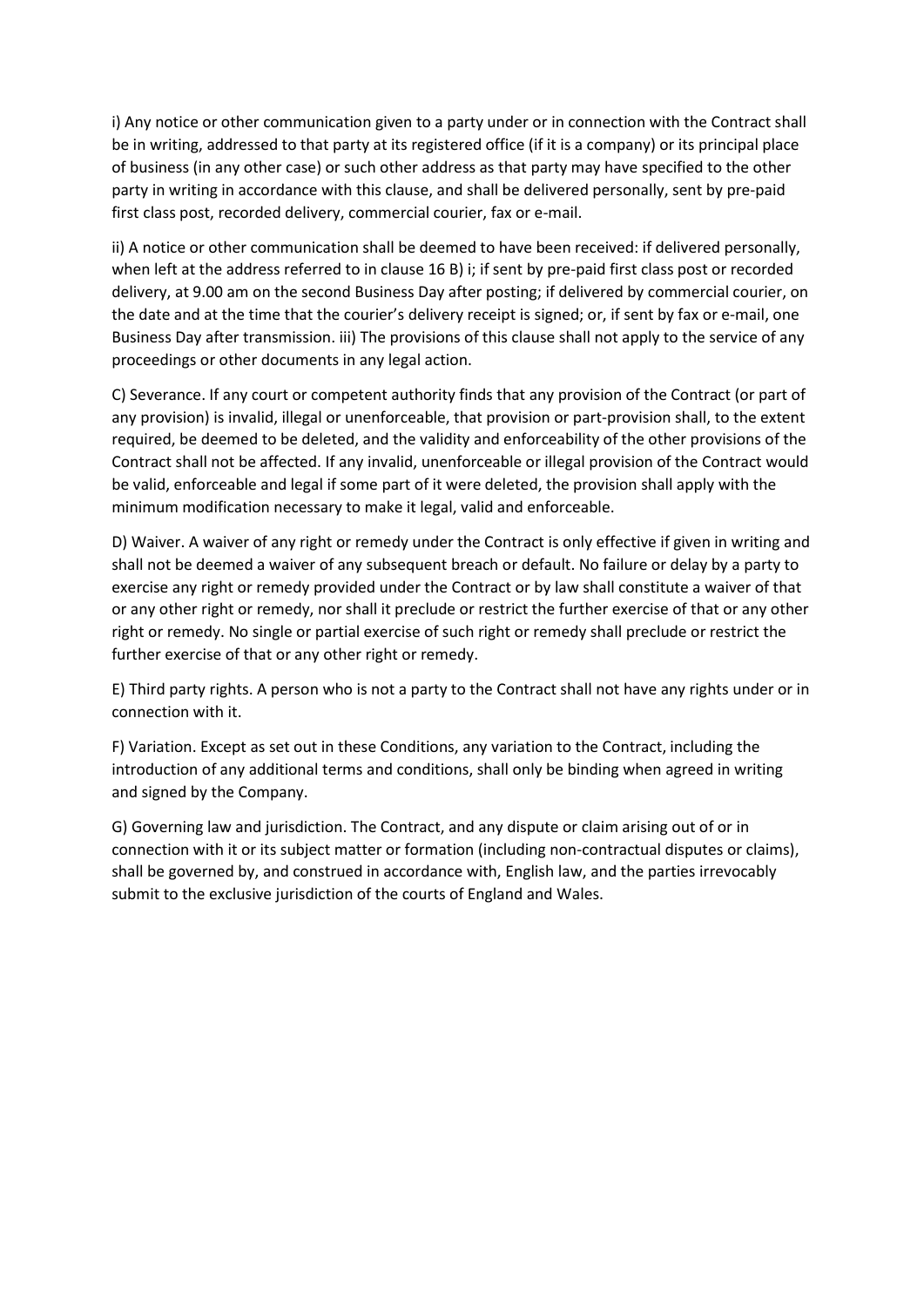i) Any notice or other communication given to a party under or in connection with the Contract shall be in writing, addressed to that party at its registered office (if it is a company) or its principal place of business (in any other case) or such other address as that party may have specified to the other party in writing in accordance with this clause, and shall be delivered personally, sent by pre-paid first class post, recorded delivery, commercial courier, fax or e-mail.

ii) A notice or other communication shall be deemed to have been received: if delivered personally, when left at the address referred to in clause 16 B) i; if sent by pre-paid first class post or recorded delivery, at 9.00 am on the second Business Day after posting; if delivered by commercial courier, on the date and at the time that the courier's delivery receipt is signed; or, if sent by fax or e-mail, one Business Day after transmission. iii) The provisions of this clause shall not apply to the service of any proceedings or other documents in any legal action.

C) Severance. If any court or competent authority finds that any provision of the Contract (or part of any provision) is invalid, illegal or unenforceable, that provision or part-provision shall, to the extent required, be deemed to be deleted, and the validity and enforceability of the other provisions of the Contract shall not be affected. If any invalid, unenforceable or illegal provision of the Contract would be valid, enforceable and legal if some part of it were deleted, the provision shall apply with the minimum modification necessary to make it legal, valid and enforceable.

D) Waiver. A waiver of any right or remedy under the Contract is only effective if given in writing and shall not be deemed a waiver of any subsequent breach or default. No failure or delay by a party to exercise any right or remedy provided under the Contract or by law shall constitute a waiver of that or any other right or remedy, nor shall it preclude or restrict the further exercise of that or any other right or remedy. No single or partial exercise of such right or remedy shall preclude or restrict the further exercise of that or any other right or remedy.

E) Third party rights. A person who is not a party to the Contract shall not have any rights under or in connection with it.

F) Variation. Except as set out in these Conditions, any variation to the Contract, including the introduction of any additional terms and conditions, shall only be binding when agreed in writing and signed by the Company.

G) Governing law and jurisdiction. The Contract, and any dispute or claim arising out of or in connection with it or its subject matter or formation (including non-contractual disputes or claims), shall be governed by, and construed in accordance with, English law, and the parties irrevocably submit to the exclusive jurisdiction of the courts of England and Wales.